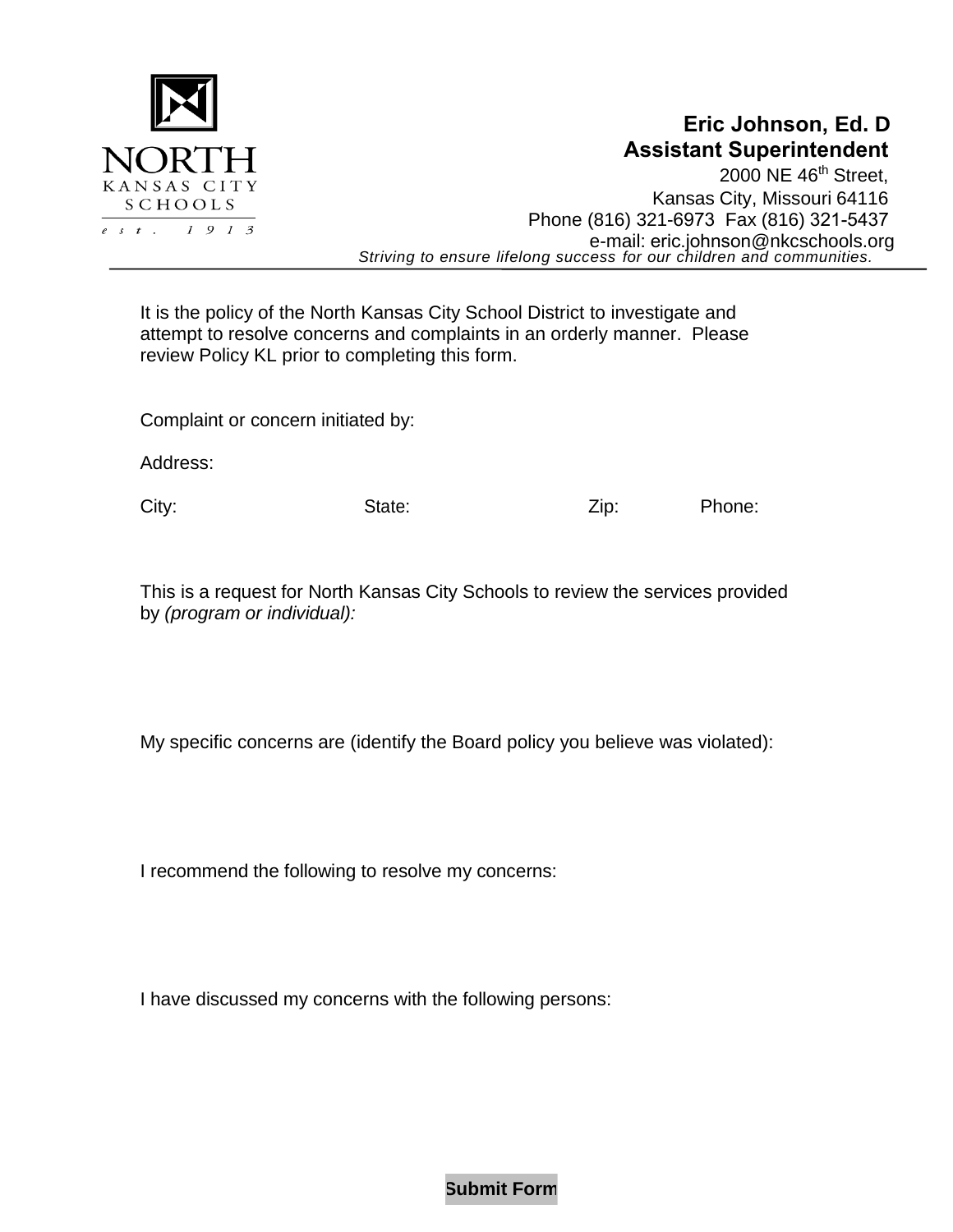NORTH KANSAS CITY SCHOOLS
est. 1913

**Eric Johnson, Ed. D**
**Assistant Superintendent**
2000 NE 46th Street,
Kansas City, Missouri 64116
Phone (816) 321-6973 Fax (816) 321-5437
e-mail: eric.johnson@nkcschools.org

*Striving to ensure lifelong success for our children and communities.*

---

It is the policy of the North Kansas City School District to investigate and attempt to resolve concerns and complaints in an orderly manner. Please review Policy KL prior to completing this form.

Complaint or concern initiated by:

Address:

City: State: Zip: Phone:

This is a request for North Kansas City Schools to review the services provided by *(program or individual):*

My specific concerns are (identify the Board policy you believe was violated):

I recommend the following to resolve my concerns:

I have discussed my concerns with the following persons:

**Submit Form**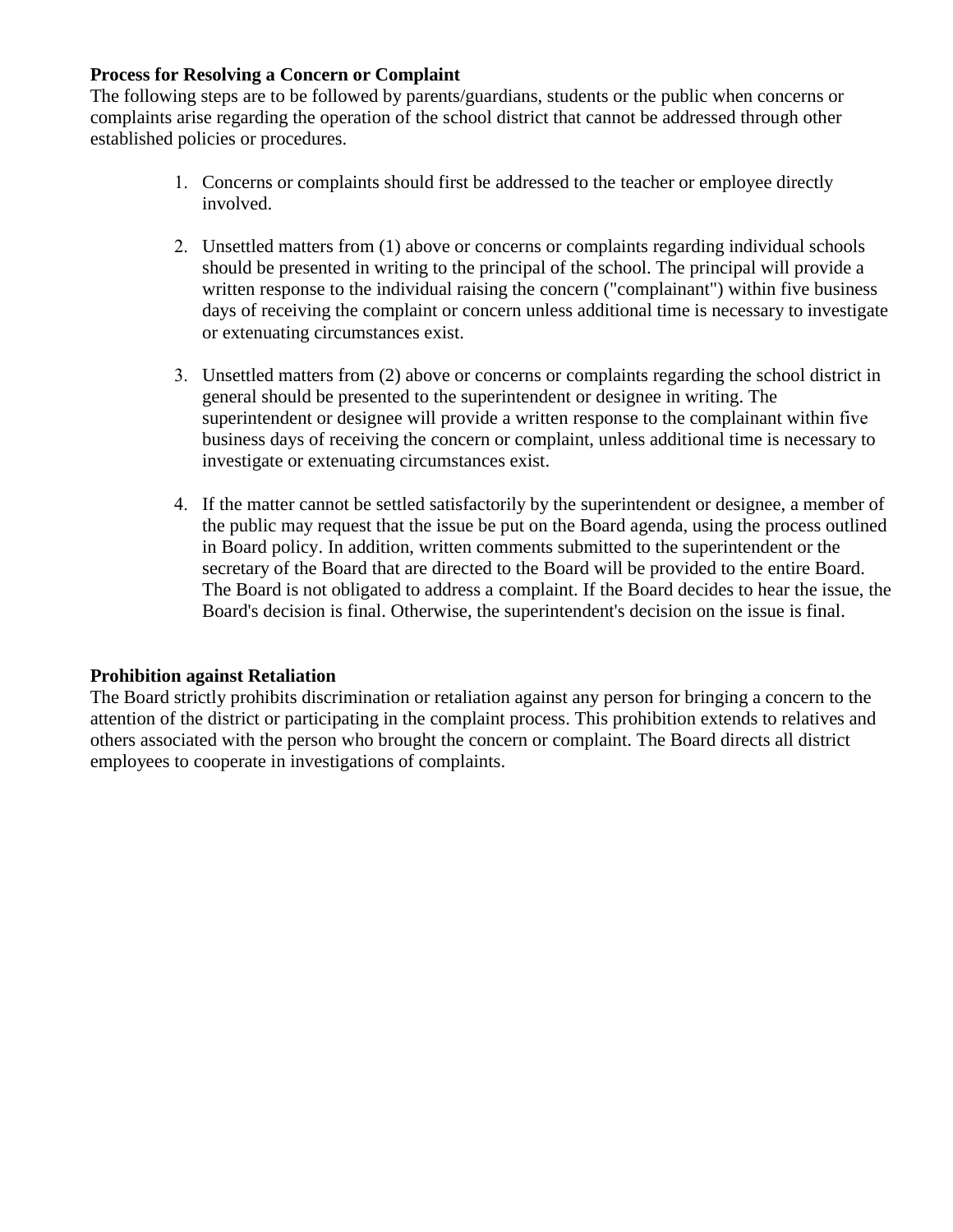**Process for Resolving a Concern or Complaint**
The following steps are to be followed by parents/guardians, students or the public when concerns or complaints arise regarding the operation of the school district that cannot be addressed through other established policies or procedures.

1. Concerns or complaints should first be addressed to the teacher or employee directly involved.

2. Unsettled matters from (1) above or concerns or complaints regarding individual schools should be presented in writing to the principal of the school. The principal will provide a written response to the individual raising the concern ("complainant") within five business days of receiving the complaint or concern unless additional time is necessary to investigate or extenuating circumstances exist.

3. Unsettled matters from (2) above or concerns or complaints regarding the school district in general should be presented to the superintendent or designee in writing. The superintendent or designee will provide a written response to the complainant within five business days of receiving the concern or complaint, unless additional time is necessary to investigate or extenuating circumstances exist.

4. If the matter cannot be settled satisfactorily by the superintendent or designee, a member of the public may request that the issue be put on the Board agenda, using the process outlined in Board policy. In addition, written comments submitted to the superintendent or the secretary of the Board that are directed to the Board will be provided to the entire Board. The Board is not obligated to address a complaint. If the Board decides to hear the issue, the Board's decision is final. Otherwise, the superintendent's decision on the issue is final.

**Prohibition against Retaliation**
The Board strictly prohibits discrimination or retaliation against any person for bringing a concern to the attention of the district or participating in the complaint process. This prohibition extends to relatives and others associated with the person who brought the concern or complaint. The Board directs all district employees to cooperate in investigations of complaints.